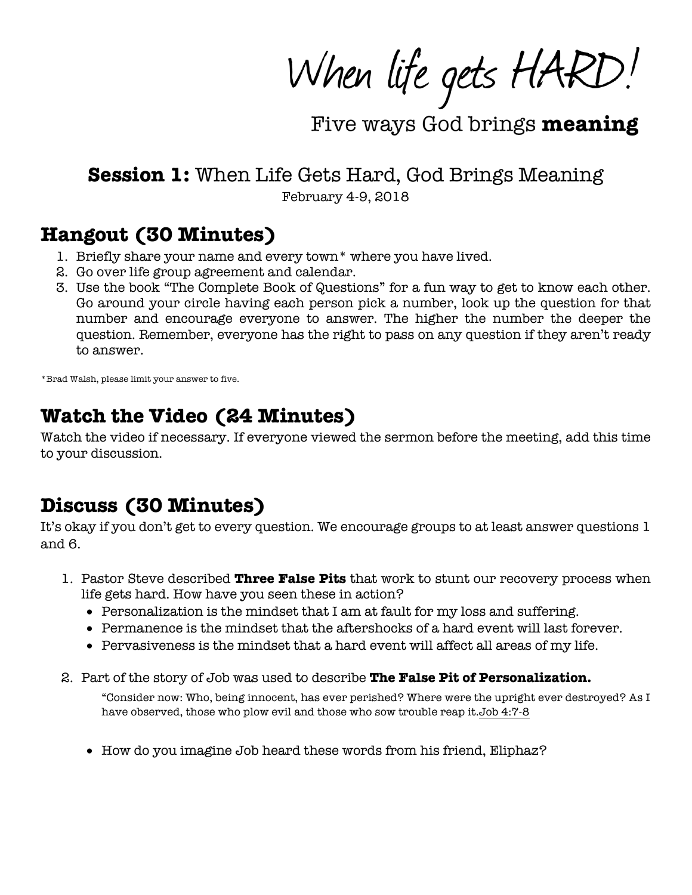# When life gets HARD!

## Five ways God brings **meaning**

## **Session 1:** When Life Gets Hard, God Brings Meaning

February 4-9, 2018

## Hangout (30 Minutes)

1. Briefly share your name and every town* where you have lived.
2. Go over life group agreement and calendar.
3. Use the book "The Complete Book of Questions" for a fun way to get to know each other. Go around your circle having each person pick a number, look up the question for that number and encourage everyone to answer. The higher the number the deeper the question. Remember, everyone has the right to pass on any question if they aren't ready to answer.

*Brad Walsh, please limit your answer to five.

## Watch the Video (24 Minutes)

Watch the video if necessary. If everyone viewed the sermon before the meeting, add this time to your discussion.

## Discuss (30 Minutes)

It's okay if you don't get to every question. We encourage groups to at least answer questions 1 and 6.

1. Pastor Steve described **Three False Pits** that work to stunt our recovery process when life gets hard. How have you seen these in action?
   - Personalization is the mindset that I am at fault for my loss and suffering.
   - Permanence is the mindset that the aftershocks of a hard event will last forever.
   - Pervasiveness is the mindset that a hard event will affect all areas of my life.

2. Part of the story of Job was used to describe **The False Pit of Personalization.**

   "Consider now: Who, being innocent, has ever perished? Where were the upright ever destroyed? As I have observed, those who plow evil and those who sow trouble reap it.Job 4:7-8

   - How do you imagine Job heard these words from his friend, Eliphaz?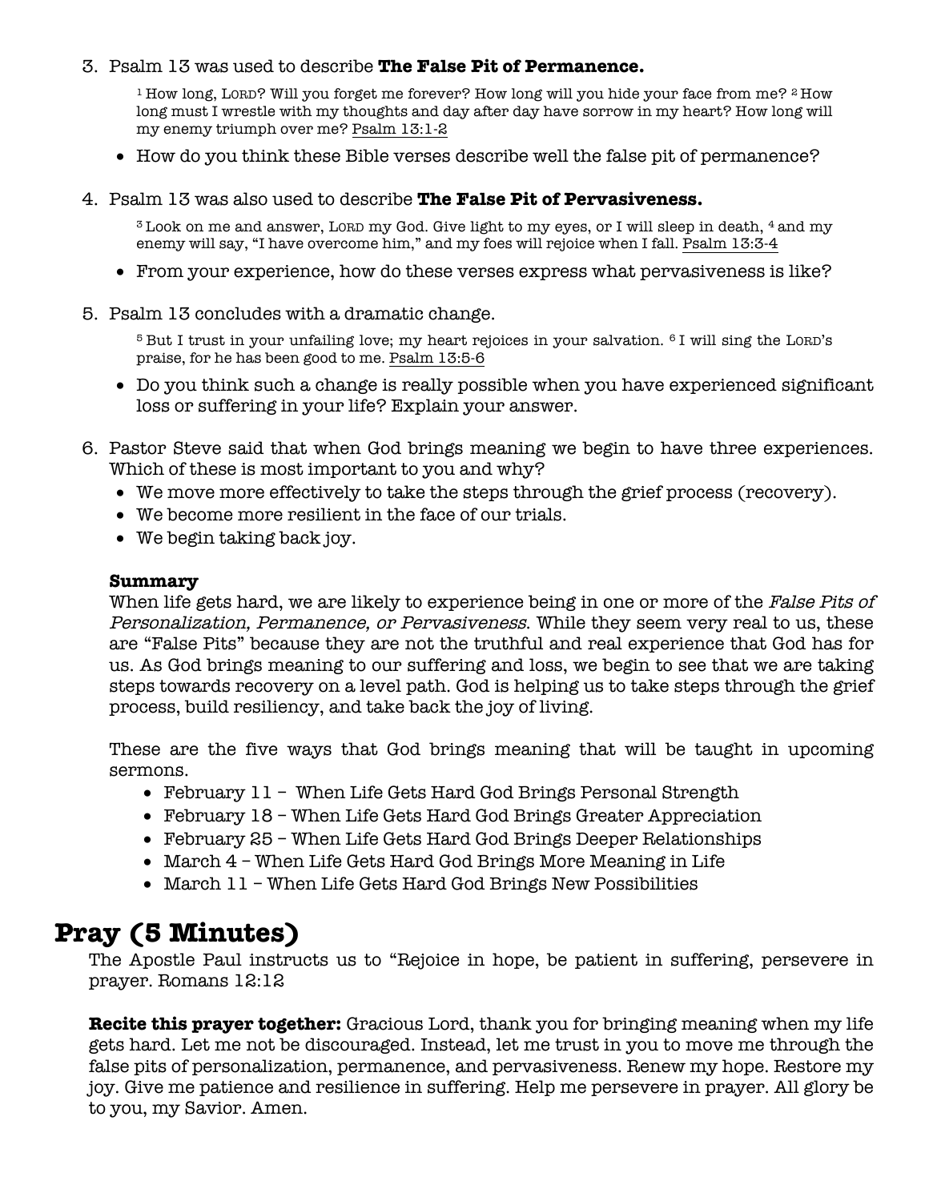3. Psalm 13 was used to describe **The False Pit of Permanence.**

   > [1] How long, LORD? Will you forget me forever? How long will you hide your face from me? [2] How long must I wrestle with my thoughts and day after day have sorrow in my heart? How long will my enemy triumph over me? Psalm 13:1-2

   - How do you think these Bible verses describe well the false pit of permanence?

4. Psalm 13 was also used to describe **The False Pit of Pervasiveness.**

   > [3] Look on me and answer, LORD my God. Give light to my eyes, or I will sleep in death, [4] and my enemy will say, "I have overcome him," and my foes will rejoice when I fall. Psalm 13:3-4

   - From your experience, how do these verses express what pervasiveness is like?

5. Psalm 13 concludes with a dramatic change.

   > [5] But I trust in your unfailing love; my heart rejoices in your salvation. [6] I will sing the LORD's praise, for he has been good to me. Psalm 13:5-6

   - Do you think such a change is really possible when you have experienced significant loss or suffering in your life? Explain your answer.

6. Pastor Steve said that when God brings meaning we begin to have three experiences. Which of these is most important to you and why?
   - We move more effectively to take the steps through the grief process (recovery).
   - We become more resilient in the face of our trials.
   - We begin taking back joy.

**Summary**

When life gets hard, we are likely to experience being in one or more of the *False Pits of Personalization, Permanence, or Pervasiveness.* While they seem very real to us, these are "False Pits" because they are not the truthful and real experience that God has for us. As God brings meaning to our suffering and loss, we begin to see that we are taking steps towards recovery on a level path. God is helping us to take steps through the grief process, build resiliency, and take back the joy of living.

These are the five ways that God brings meaning that will be taught in upcoming sermons.

- February 11 – When Life Gets Hard God Brings Personal Strength
- February 18 – When Life Gets Hard God Brings Greater Appreciation
- February 25 – When Life Gets Hard God Brings Deeper Relationships
- March 4 – When Life Gets Hard God Brings More Meaning in Life
- March 11 – When Life Gets Hard God Brings New Possibilities

# Pray (5 Minutes)

The Apostle Paul instructs us to "Rejoice in hope, be patient in suffering, persevere in prayer. Romans 12:12

**Recite this prayer together:** Gracious Lord, thank you for bringing meaning when my life gets hard. Let me not be discouraged. Instead, let me trust in you to move me through the false pits of personalization, permanence, and pervasiveness. Renew my hope. Restore my joy. Give me patience and resilience in suffering. Help me persevere in prayer. All glory be to you, my Savior. Amen.